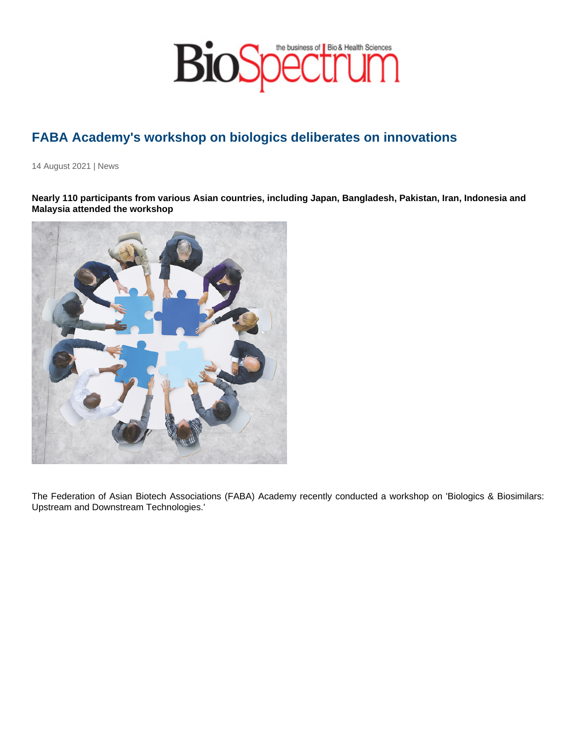# FABA Academy's workshop on biologics deliberates on innovations

14 August 2021 | News

**Nearly 110 participants from various Asian countries, including Japan, Bangladesh, Pakistan, Iran, Indonesia and Malaysia attended the workshop**

The Federation of Asian Biotech Associations (FABA) Academy recently conducted a workshop on 'Biologics & Biosimilars: Upstream and Downstream Technologies.'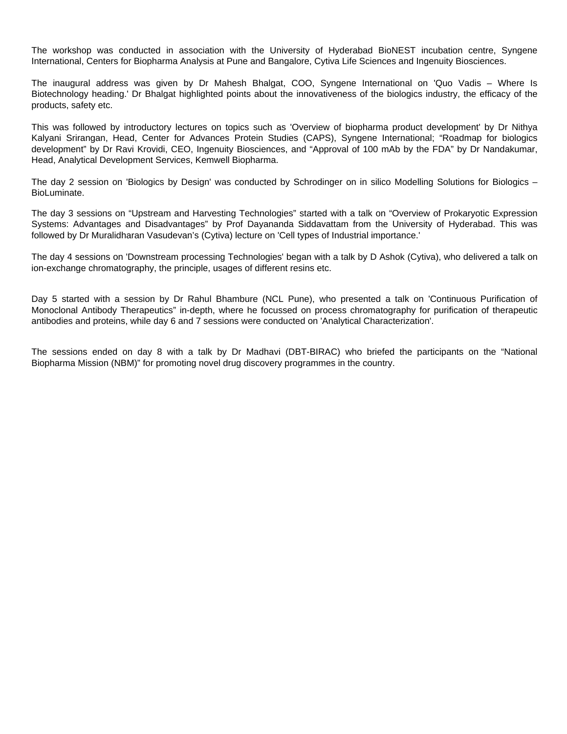The workshop was conducted in association with the University of Hyderabad BioNEST incubation centre, Syngene International, Centers for Biopharma Analysis at Pune and Bangalore, Cytiva Life Sciences and Ingenuity Biosciences.

The inaugural address was given by Dr Mahesh Bhalgat, COO, Syngene International on 'Quo Vadis – Where Is Biotechnology heading.' Dr Bhalgat highlighted points about the innovativeness of the biologics industry, the efficacy of the products, safety etc.

This was followed by introductory lectures on topics such as 'Overview of biopharma product development' by Dr Nithya Kalyani Srirangan, Head, Center for Advances Protein Studies (CAPS), Syngene International; “Roadmap for biologics development” by Dr Ravi Krovidi, CEO, Ingenuity Biosciences, and “Approval of 100 mAb by the FDA” by Dr Nandakumar, Head, Analytical Development Services, Kemwell Biopharma.

The day 2 session on 'Biologics by Design' was conducted by Schrodinger on in silico Modelling Solutions for Biologics – BioLuminate.

The day 3 sessions on “Upstream and Harvesting Technologies” started with a talk on “Overview of Prokaryotic Expression Systems: Advantages and Disadvantages” by Prof Dayananda Siddavattam from the University of Hyderabad. This was followed by Dr Muralidharan Vasudevan’s (Cytiva) lecture on 'Cell types of Industrial importance.'

The day 4 sessions on 'Downstream processing Technologies' began with a talk by D Ashok (Cytiva), who delivered a talk on ion-exchange chromatography, the principle, usages of different resins etc.

Day 5 started with a session by Dr Rahul Bhambure (NCL Pune), who presented a talk on 'Continuous Purification of Monoclonal Antibody Therapeutics” in-depth, where he focussed on process chromatography for purification of therapeutic antibodies and proteins, while day 6 and 7 sessions were conducted on 'Analytical Characterization'.

The sessions ended on day 8 with a talk by Dr Madhavi (DBT-BIRAC) who briefed the participants on the “National Biopharma Mission (NBM)” for promoting novel drug discovery programmes in the country.